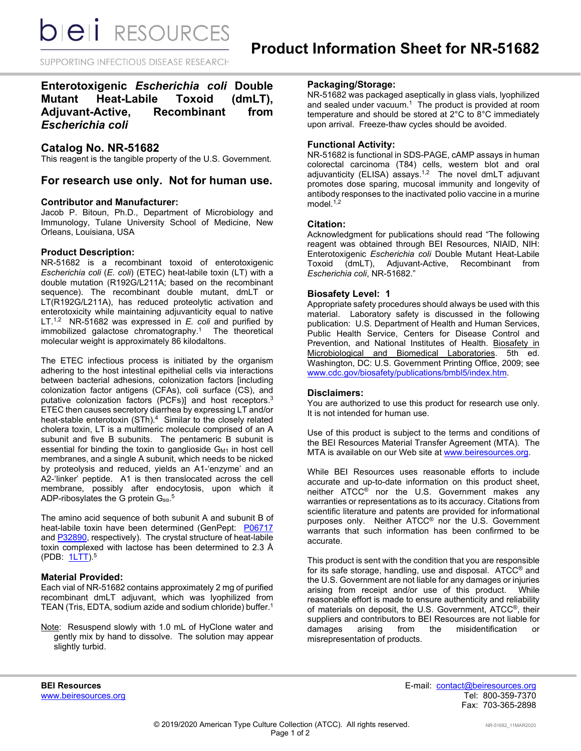# Product Information Sheet for NR-51682

## Enterotoxigenic *Escherichia coli* Double Mutant Heat-Labile Toxoid (dmLT), Adjuvant-Active, Recombinant from *Escherichia coli*

## Catalog No. NR-51682

This reagent is the tangible property of the U.S. Government.

## For research use only. Not for human use.

### Contributor and Manufacturer:

Jacob P. Bitoun, Ph.D., Department of Microbiology and Immunology, Tulane University School of Medicine, New Orleans, Louisiana, USA

### Product Description:

NR-51682 is a recombinant toxoid of enterotoxigenic *Escherichia coli* (*E. coli*) (ETEC) heat-labile toxin (LT) with a double mutation (R192G/L211A; based on the recombinant sequence). The recombinant double mutant, dmLT or LT(R192G/L211A), has reduced proteolytic activation and enterotoxicity while maintaining adjuvanticity equal to native LT.[1,2] NR-51682 was expressed in *E. coli* and purified by immobilized galactose chromatography.[1] The theoretical molecular weight is approximately 86 kilodaltons.

The ETEC infectious process is initiated by the organism adhering to the host intestinal epithelial cells via interactions between bacterial adhesions, colonization factors [including colonization factor antigens (CFAs), coli surface (CS), and putative colonization factors (PCFs)] and host receptors.[3] ETEC then causes secretory diarrhea by expressing LT and/or heat-stable enterotoxin (STh).[4] Similar to the closely related cholera toxin, LT is a multimeric molecule comprised of an A subunit and five B subunits. The pentameric B subunit is essential for binding the toxin to ganglioside $G_{M1}$ in host cell membranes, and a single A subunit, which needs to be nicked by proteolysis and reduced, yields an A1-'enzyme' and an A2-'linker' peptide. A1 is then translocated across the cell membrane, possibly after endocytosis, upon which it ADP-ribosylates the G protein $G_{s\alpha}$.[5]

The amino acid sequence of both subunit A and subunit B of heat-labile toxin have been determined (GenPept: P06717 and P32890, respectively). The crystal structure of heat-labile toxin complexed with lactose has been determined to 2.3 Å (PDB: 1LTT).[5]

### Material Provided:

Each vial of NR-51682 contains approximately 2 mg of purified recombinant dmLT adjuvant, which was lyophilized from TEAN (Tris, EDTA, sodium azide and sodium chloride) buffer.[1]

Note: Resuspend slowly with 1.0 mL of HyClone water and gently mix by hand to dissolve. The solution may appear slightly turbid.

### Packaging/Storage:

NR-51682 was packaged aseptically in glass vials, lyophilized and sealed under vacuum.[1] The product is provided at room temperature and should be stored at 2°C to 8°C immediately upon arrival. Freeze-thaw cycles should be avoided.

### Functional Activity:

NR-51682 is functional in SDS-PAGE, cAMP assays in human colorectal carcinoma (T84) cells, western blot and oral adjuvanticity (ELISA) assays.[1,2] The novel dmLT adjuvant promotes dose sparing, mucosal immunity and longevity of antibody responses to the inactivated polio vaccine in a murine model.[1,2]

### Citation:

Acknowledgment for publications should read "The following reagent was obtained through BEI Resources, NIAID, NIH: Enterotoxigenic *Escherichia coli* Double Mutant Heat-Labile Toxoid (dmLT), Adjuvant-Active, Recombinant from *Escherichia coli*, NR-51682."

### Biosafety Level: 1

Appropriate safety procedures should always be used with this material. Laboratory safety is discussed in the following publication: U.S. Department of Health and Human Services, Public Health Service, Centers for Disease Control and Prevention, and National Institutes of Health. Biosafety in Microbiological and Biomedical Laboratories. 5th ed. Washington, DC: U.S. Government Printing Office, 2009; see www.cdc.gov/biosafety/publications/bmbl5/index.htm.

### Disclaimers:

You are authorized to use this product for research use only. It is not intended for human use.

Use of this product is subject to the terms and conditions of the BEI Resources Material Transfer Agreement (MTA). The MTA is available on our Web site at www.beiresources.org.

While BEI Resources uses reasonable efforts to include accurate and up-to-date information on this product sheet, neither ATCC® nor the U.S. Government makes any warranties or representations as to its accuracy. Citations from scientific literature and patents are provided for informational purposes only. Neither ATCC® nor the U.S. Government warrants that such information has been confirmed to be accurate.

This product is sent with the condition that you are responsible for its safe storage, handling, use and disposal. ATCC® and the U.S. Government are not liable for any damages or injuries arising from receipt and/or use of this product. While reasonable effort is made to ensure authenticity and reliability of materials on deposit, the U.S. Government, ATCC®, their suppliers and contributors to BEI Resources are not liable for damages arising from the misidentification or misrepresentation of products.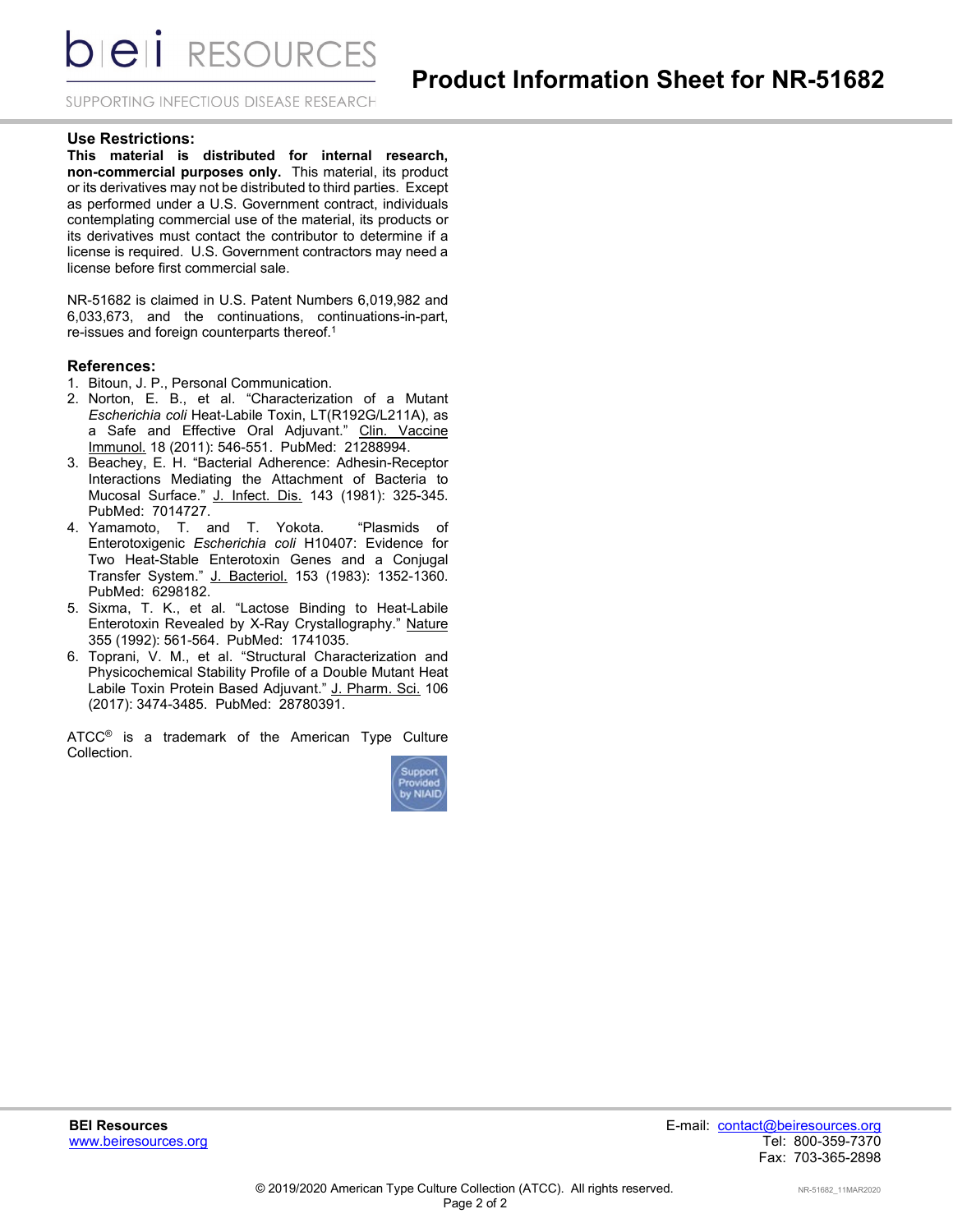### Use Restrictions:

**This material is distributed for internal research, non-commercial purposes only.** This material, its product or its derivatives may not be distributed to third parties. Except as performed under a U.S. Government contract, individuals contemplating commercial use of the material, its products or its derivatives must contact the contributor to determine if a license is required. U.S. Government contractors may need a license before first commercial sale.

NR-51682 is claimed in U.S. Patent Numbers 6,019,982 and 6,033,673, and the continuations, continuations-in-part, re-issues and foreign counterparts thereof.[1]

### References:

1. Bitoun, J. P., Personal Communication.
2. Norton, E. B., et al. "Characterization of a Mutant *Escherichia coli* Heat-Labile Toxin, LT(R192G/L211A), as a Safe and Effective Oral Adjuvant." Clin. Vaccine Immunol. 18 (2011): 546-551. PubMed: 21288994.
3. Beachey, E. H. "Bacterial Adherence: Adhesin-Receptor Interactions Mediating the Attachment of Bacteria to Mucosal Surface." J. Infect. Dis. 143 (1981): 325-345. PubMed: 7014727.
4. Yamamoto, T. and T. Yokota. "Plasmids of Enterotoxigenic *Escherichia coli* H10407: Evidence for Two Heat-Stable Enterotoxin Genes and a Conjugal Transfer System." J. Bacteriol. 153 (1983): 1352-1360. PubMed: 6298182.
5. Sixma, T. K., et al. "Lactose Binding to Heat-Labile Enterotoxin Revealed by X-Ray Crystallography." Nature 355 (1992): 561-564. PubMed: 1741035.
6. Toprani, V. M., et al. "Structural Characterization and Physicochemical Stability Profile of a Double Mutant Heat Labile Toxin Protein Based Adjuvant." J. Pharm. Sci. 106 (2017): 3474-3485. PubMed: 28780391.

ATCC® is a trademark of the American Type Culture Collection.

Support Provided by NIAID